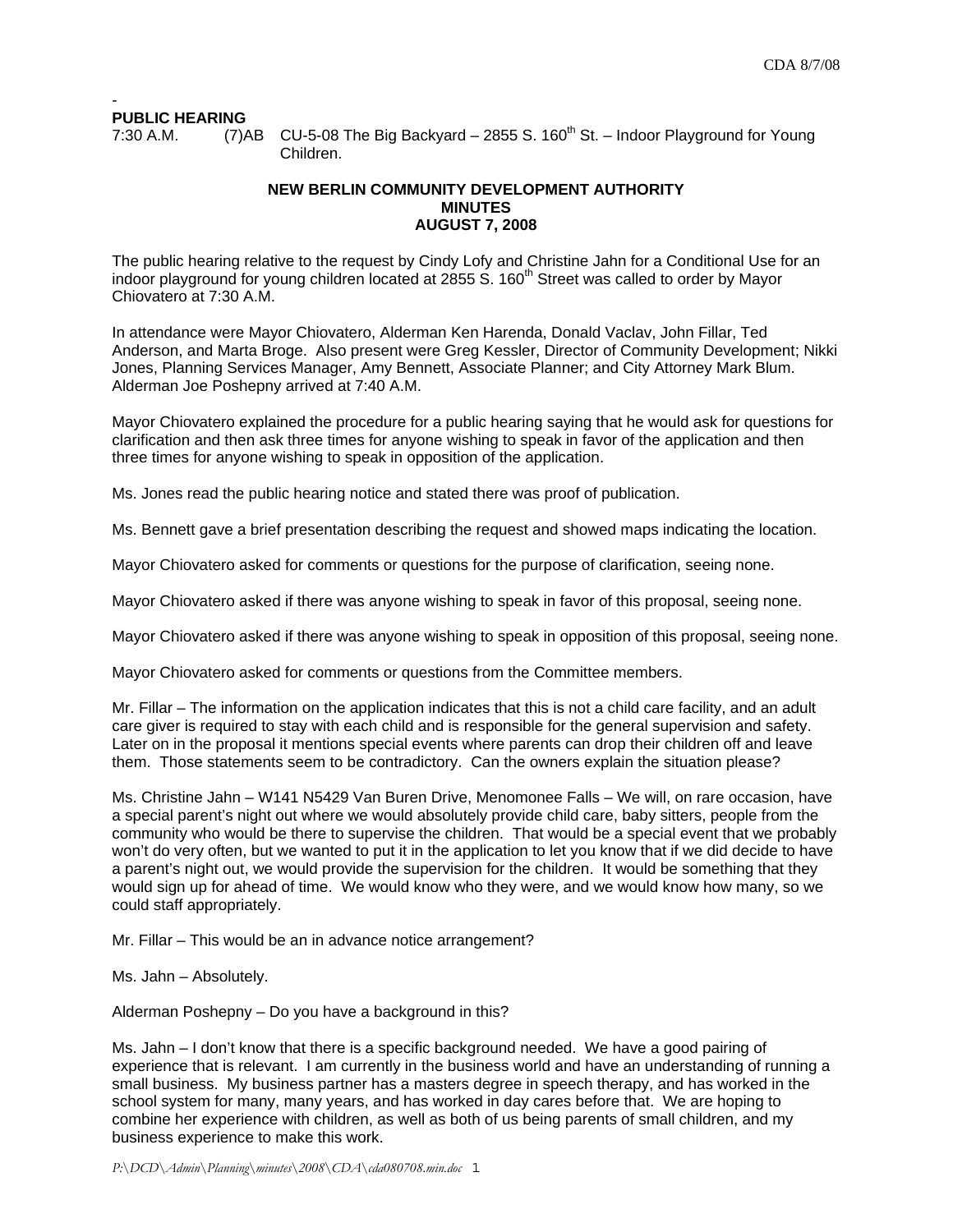-

**PUBLIC HEARING**

7:30 A.M. (7)AB CU-5-08 The Big Backyard – 2855 S. 160th St. – Indoor Playground for Young Children.

**NEW BERLIN COMMUNITY DEVELOPMENT AUTHORITY**
**MINUTES**
**AUGUST 7, 2008**

The public hearing relative to the request by Cindy Lofy and Christine Jahn for a Conditional Use for an indoor playground for young children located at 2855 S. 160th Street was called to order by Mayor Chiovatero at 7:30 A.M.

In attendance were Mayor Chiovatero, Alderman Ken Harenda, Donald Vaclav, John Fillar, Ted Anderson, and Marta Broge. Also present were Greg Kessler, Director of Community Development; Nikki Jones, Planning Services Manager, Amy Bennett, Associate Planner; and City Attorney Mark Blum. Alderman Joe Poshepny arrived at 7:40 A.M.

Mayor Chiovatero explained the procedure for a public hearing saying that he would ask for questions for clarification and then ask three times for anyone wishing to speak in favor of the application and then three times for anyone wishing to speak in opposition of the application.

Ms. Jones read the public hearing notice and stated there was proof of publication.

Ms. Bennett gave a brief presentation describing the request and showed maps indicating the location.

Mayor Chiovatero asked for comments or questions for the purpose of clarification, seeing none.

Mayor Chiovatero asked if there was anyone wishing to speak in favor of this proposal, seeing none.

Mayor Chiovatero asked if there was anyone wishing to speak in opposition of this proposal, seeing none.

Mayor Chiovatero asked for comments or questions from the Committee members.

Mr. Fillar – The information on the application indicates that this is not a child care facility, and an adult care giver is required to stay with each child and is responsible for the general supervision and safety. Later on in the proposal it mentions special events where parents can drop their children off and leave them. Those statements seem to be contradictory. Can the owners explain the situation please?

Ms. Christine Jahn – W141 N5429 Van Buren Drive, Menomonee Falls – We will, on rare occasion, have a special parent's night out where we would absolutely provide child care, baby sitters, people from the community who would be there to supervise the children. That would be a special event that we probably won't do very often, but we wanted to put it in the application to let you know that if we did decide to have a parent's night out, we would provide the supervision for the children. It would be something that they would sign up for ahead of time. We would know who they were, and we would know how many, so we could staff appropriately.

Mr. Fillar – This would be an in advance notice arrangement?

Ms. Jahn – Absolutely.

Alderman Poshepny – Do you have a background in this?

Ms. Jahn – I don't know that there is a specific background needed. We have a good pairing of experience that is relevant. I am currently in the business world and have an understanding of running a small business. My business partner has a masters degree in speech therapy, and has worked in the school system for many, many years, and has worked in day cares before that. We are hoping to combine her experience with children, as well as both of us being parents of small children, and my business experience to make this work.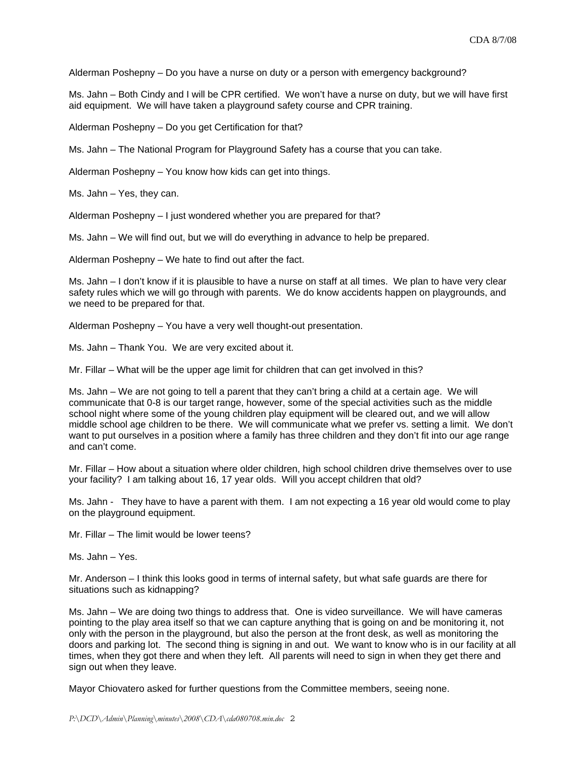Alderman Poshepny – Do you have a nurse on duty or a person with emergency background?

Ms. Jahn – Both Cindy and I will be CPR certified. We won't have a nurse on duty, but we will have first aid equipment. We will have taken a playground safety course and CPR training.

Alderman Poshepny – Do you get Certification for that?

Ms. Jahn – The National Program for Playground Safety has a course that you can take.

Alderman Poshepny – You know how kids can get into things.

Ms. Jahn – Yes, they can.

Alderman Poshepny – I just wondered whether you are prepared for that?

Ms. Jahn – We will find out, but we will do everything in advance to help be prepared.

Alderman Poshepny – We hate to find out after the fact.

Ms. Jahn – I don't know if it is plausible to have a nurse on staff at all times. We plan to have very clear safety rules which we will go through with parents. We do know accidents happen on playgrounds, and we need to be prepared for that.

Alderman Poshepny – You have a very well thought-out presentation.

Ms. Jahn – Thank You. We are very excited about it.

Mr. Fillar – What will be the upper age limit for children that can get involved in this?

Ms. Jahn – We are not going to tell a parent that they can't bring a child at a certain age. We will communicate that 0-8 is our target range, however, some of the special activities such as the middle school night where some of the young children play equipment will be cleared out, and we will allow middle school age children to be there. We will communicate what we prefer vs. setting a limit. We don't want to put ourselves in a position where a family has three children and they don't fit into our age range and can't come.

Mr. Fillar – How about a situation where older children, high school children drive themselves over to use your facility? I am talking about 16, 17 year olds. Will you accept children that old?

Ms. Jahn - They have to have a parent with them. I am not expecting a 16 year old would come to play on the playground equipment.

Mr. Fillar – The limit would be lower teens?

Ms. Jahn – Yes.

Mr. Anderson – I think this looks good in terms of internal safety, but what safe guards are there for situations such as kidnapping?

Ms. Jahn – We are doing two things to address that. One is video surveillance. We will have cameras pointing to the play area itself so that we can capture anything that is going on and be monitoring it, not only with the person in the playground, but also the person at the front desk, as well as monitoring the doors and parking lot. The second thing is signing in and out. We want to know who is in our facility at all times, when they got there and when they left. All parents will need to sign in when they get there and sign out when they leave.

Mayor Chiovatero asked for further questions from the Committee members, seeing none.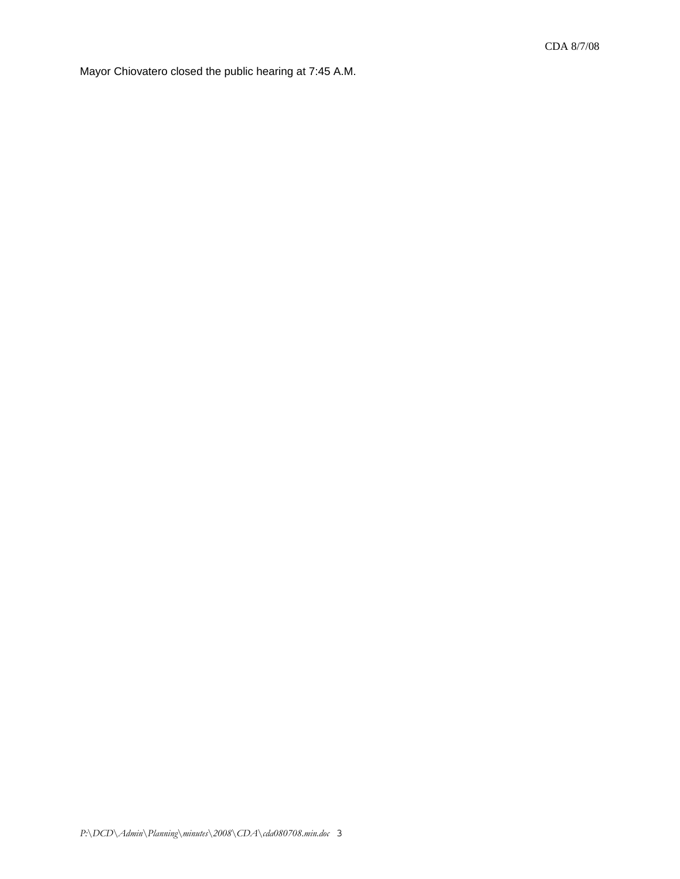Mayor Chiovatero closed the public hearing at 7:45 A.M.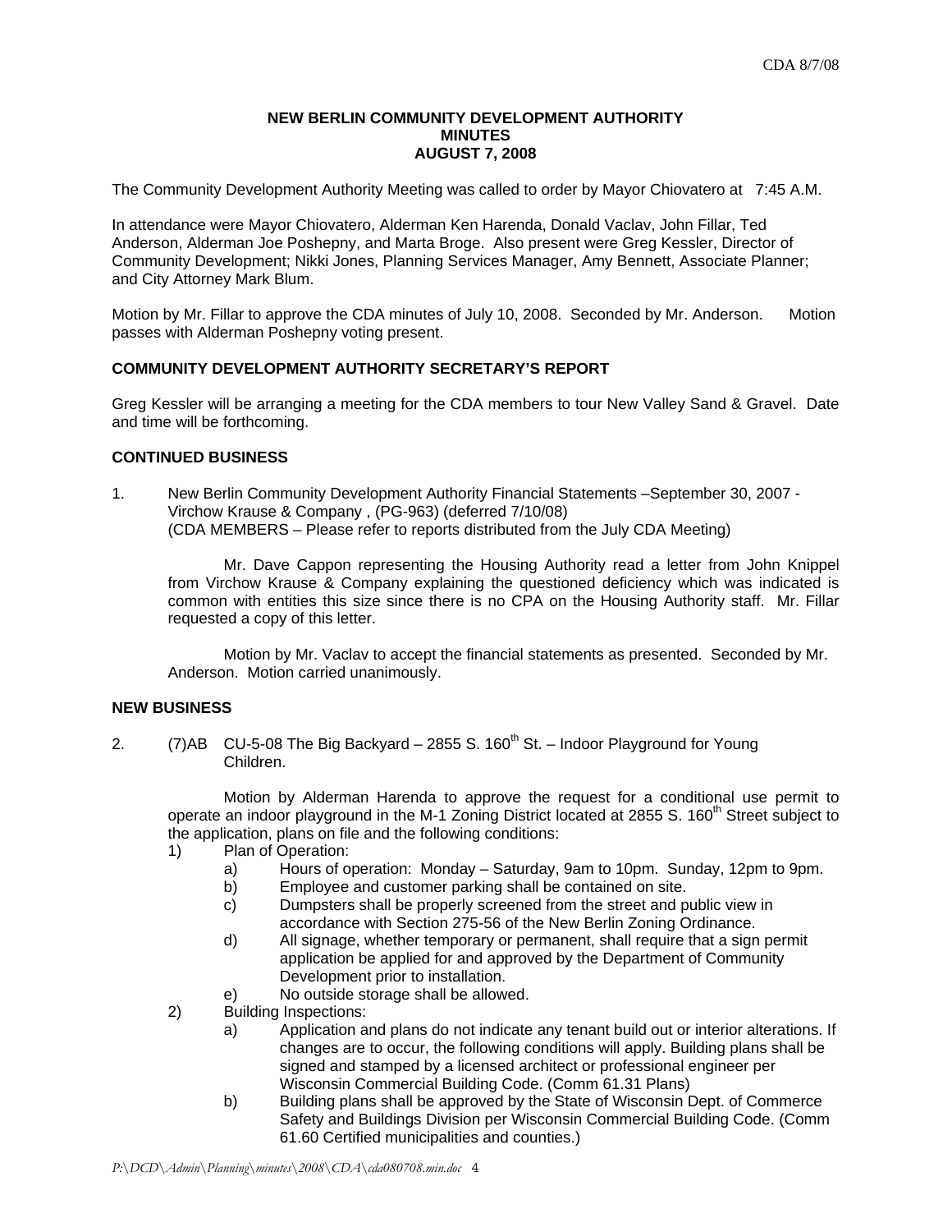**NEW BERLIN COMMUNITY DEVELOPMENT AUTHORITY**
**MINUTES**
**AUGUST 7, 2008**

The Community Development Authority Meeting was called to order by Mayor Chiovatero at 7:45 A.M.

In attendance were Mayor Chiovatero, Alderman Ken Harenda, Donald Vaclav, John Fillar, Ted Anderson, Alderman Joe Poshepny, and Marta Broge. Also present were Greg Kessler, Director of Community Development; Nikki Jones, Planning Services Manager, Amy Bennett, Associate Planner; and City Attorney Mark Blum.

Motion by Mr. Fillar to approve the CDA minutes of July 10, 2008. Seconded by Mr. Anderson. Motion passes with Alderman Poshepny voting present.

### COMMUNITY DEVELOPMENT AUTHORITY SECRETARY'S REPORT

Greg Kessler will be arranging a meeting for the CDA members to tour New Valley Sand & Gravel. Date and time will be forthcoming.

### CONTINUED BUSINESS

1. New Berlin Community Development Authority Financial Statements –September 30, 2007 - Virchow Krause & Company , (PG-963) (deferred 7/10/08)
(CDA MEMBERS – Please refer to reports distributed from the July CDA Meeting)

   Mr. Dave Cappon representing the Housing Authority read a letter from John Knippel from Virchow Krause & Company explaining the questioned deficiency which was indicated is common with entities this size since there is no CPA on the Housing Authority staff. Mr. Fillar requested a copy of this letter.

   Motion by Mr. Vaclav to accept the financial statements as presented. Seconded by Mr. Anderson. Motion carried unanimously.

### NEW BUSINESS

2. (7)AB CU-5-08 The Big Backyard – 2855 S. 160th St. – Indoor Playground for Young Children.

   Motion by Alderman Harenda to approve the request for a conditional use permit to operate an indoor playground in the M-1 Zoning District located at 2855 S. 160th Street subject to the application, plans on file and the following conditions:

   1) Plan of Operation:
      a) Hours of operation: Monday – Saturday, 9am to 10pm. Sunday, 12pm to 9pm.
      b) Employee and customer parking shall be contained on site.
      c) Dumpsters shall be properly screened from the street and public view in accordance with Section 275-56 of the New Berlin Zoning Ordinance.
      d) All signage, whether temporary or permanent, shall require that a sign permit application be applied for and approved by the Department of Community Development prior to installation.
      e) No outside storage shall be allowed.
   2) Building Inspections:
      a) Application and plans do not indicate any tenant build out or interior alterations. If changes are to occur, the following conditions will apply. Building plans shall be signed and stamped by a licensed architect or professional engineer per Wisconsin Commercial Building Code. (Comm 61.31 Plans)
      b) Building plans shall be approved by the State of Wisconsin Dept. of Commerce Safety and Buildings Division per Wisconsin Commercial Building Code. (Comm 61.60 Certified municipalities and counties.)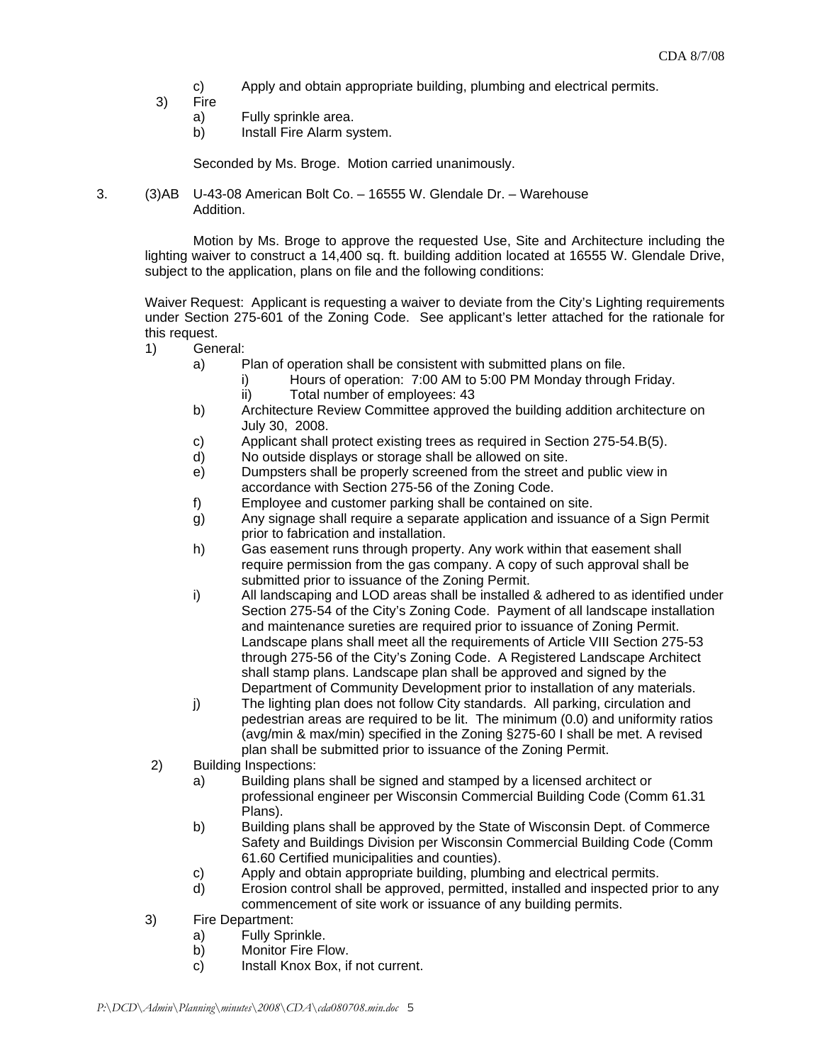c) Apply and obtain appropriate building, plumbing and electrical permits.

3) Fire
   a) Fully sprinkle area.
   b) Install Fire Alarm system.

Seconded by Ms. Broge. Motion carried unanimously.

3. (3)AB U-43-08 American Bolt Co. – 16555 W. Glendale Dr. – Warehouse Addition.

Motion by Ms. Broge to approve the requested Use, Site and Architecture including the lighting waiver to construct a 14,400 sq. ft. building addition located at 16555 W. Glendale Drive, subject to the application, plans on file and the following conditions:

Waiver Request: Applicant is requesting a waiver to deviate from the City's Lighting requirements under Section 275-601 of the Zoning Code. See applicant's letter attached for the rationale for this request.

1) General:
   a) Plan of operation shall be consistent with submitted plans on file.
      i) Hours of operation: 7:00 AM to 5:00 PM Monday through Friday.
      ii) Total number of employees: 43
   b) Architecture Review Committee approved the building addition architecture on July 30, 2008.
   c) Applicant shall protect existing trees as required in Section 275-54.B(5).
   d) No outside displays or storage shall be allowed on site.
   e) Dumpsters shall be properly screened from the street and public view in accordance with Section 275-56 of the Zoning Code.
   f) Employee and customer parking shall be contained on site.
   g) Any signage shall require a separate application and issuance of a Sign Permit prior to fabrication and installation.
   h) Gas easement runs through property. Any work within that easement shall require permission from the gas company. A copy of such approval shall be submitted prior to issuance of the Zoning Permit.
   i) All landscaping and LOD areas shall be installed & adhered to as identified under Section 275-54 of the City's Zoning Code. Payment of all landscape installation and maintenance sureties are required prior to issuance of Zoning Permit. Landscape plans shall meet all the requirements of Article VIII Section 275-53 through 275-56 of the City's Zoning Code. A Registered Landscape Architect shall stamp plans. Landscape plan shall be approved and signed by the Department of Community Development prior to installation of any materials.
   j) The lighting plan does not follow City standards. All parking, circulation and pedestrian areas are required to be lit. The minimum (0.0) and uniformity ratios (avg/min & max/min) specified in the Zoning §275-60 I shall be met. A revised plan shall be submitted prior to issuance of the Zoning Permit.

2) Building Inspections:
   a) Building plans shall be signed and stamped by a licensed architect or professional engineer per Wisconsin Commercial Building Code (Comm 61.31 Plans).
   b) Building plans shall be approved by the State of Wisconsin Dept. of Commerce Safety and Buildings Division per Wisconsin Commercial Building Code (Comm 61.60 Certified municipalities and counties).
   c) Apply and obtain appropriate building, plumbing and electrical permits.
   d) Erosion control shall be approved, permitted, installed and inspected prior to any commencement of site work or issuance of any building permits.

3) Fire Department:
   a) Fully Sprinkle.
   b) Monitor Fire Flow.
   c) Install Knox Box, if not current.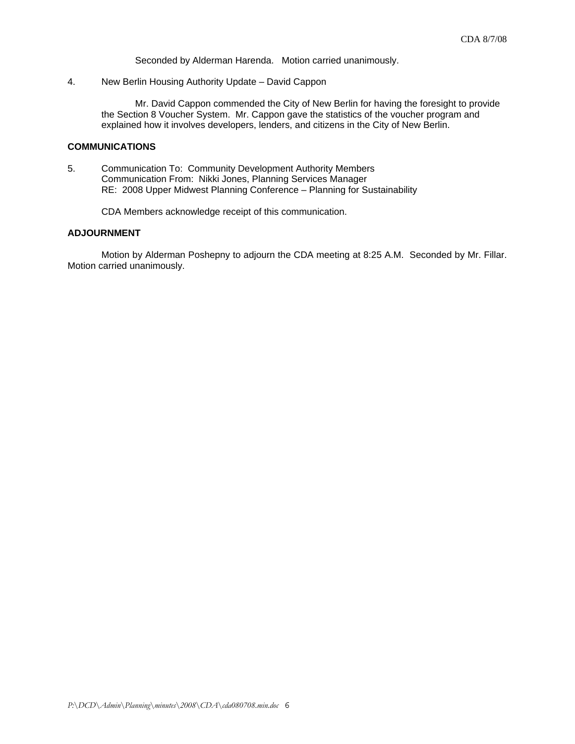Seconded by Alderman Harenda. Motion carried unanimously.

4. New Berlin Housing Authority Update – David Cappon

Mr. David Cappon commended the City of New Berlin for having the foresight to provide the Section 8 Voucher System. Mr. Cappon gave the statistics of the voucher program and explained how it involves developers, lenders, and citizens in the City of New Berlin.

**COMMUNICATIONS**

5. Communication To: Community Development Authority Members
Communication From: Nikki Jones, Planning Services Manager
RE: 2008 Upper Midwest Planning Conference – Planning for Sustainability

CDA Members acknowledge receipt of this communication.

**ADJOURNMENT**

Motion by Alderman Poshepny to adjourn the CDA meeting at 8:25 A.M. Seconded by Mr. Fillar. Motion carried unanimously.